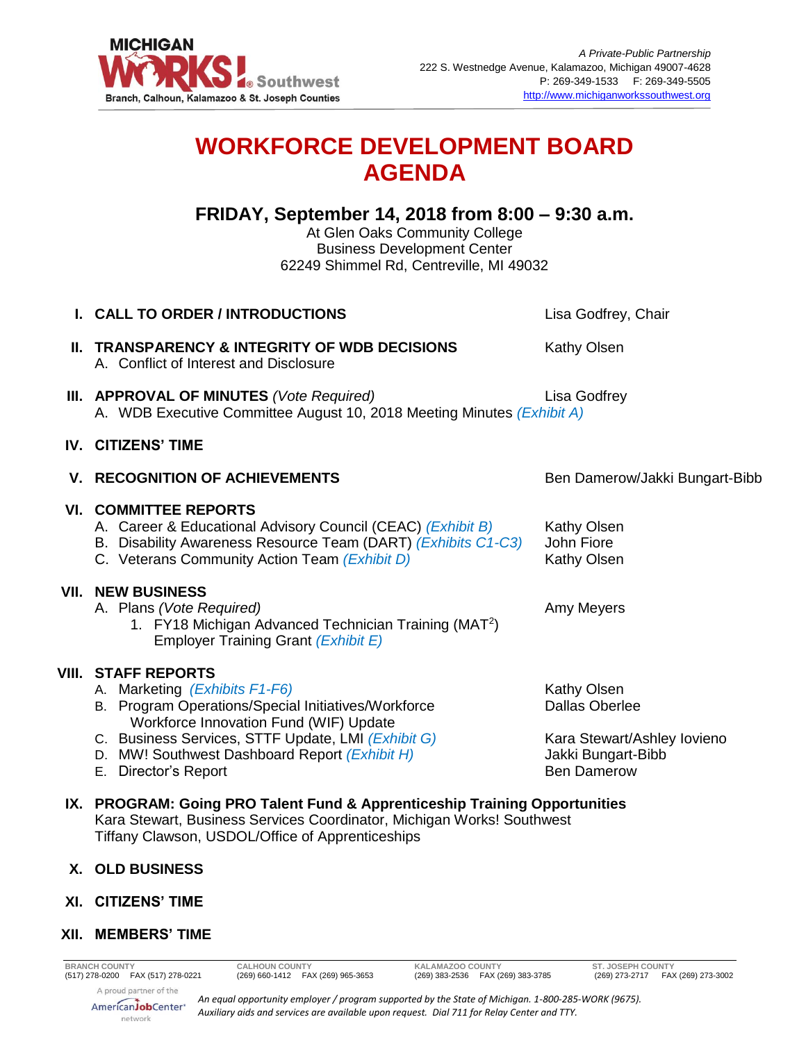Michigan Works! Southwest
Branch, Calhoun, Kalamazoo & St. Joseph Counties

*A Private-Public Partnership*
222 S. Westnedge Avenue, Kalamazoo, Michigan 49007-4628
P: 269-349-1533 F: 269-349-5505
http://www.michiganworkssouthwest.org

# WORKFORCE DEVELOPMENT BOARD AGENDA

## FRIDAY, September 14, 2018 from 8:00 – 9:30 a.m.

At Glen Oaks Community College
Business Development Center
62249 Shimmel Rd, Centreville, MI 49032

**I. CALL TO ORDER / INTRODUCTIONS** — Lisa Godfrey, Chair

**II. TRANSPARENCY & INTEGRITY OF WDB DECISIONS** — Kathy Olsen
- A. Conflict of Interest and Disclosure

**III. APPROVAL OF MINUTES** *(Vote Required)* — Lisa Godfrey
- A. WDB Executive Committee August 10, 2018 Meeting Minutes *(Exhibit A)*

**IV. CITIZENS' TIME**

**V. RECOGNITION OF ACHIEVEMENTS** — Ben Damerow/Jakki Bungart-Bibb

**VI. COMMITTEE REPORTS**
- A. Career & Educational Advisory Council (CEAC) *(Exhibit B)* — Kathy Olsen
- B. Disability Awareness Resource Team (DART) *(Exhibits C1-C3)* — John Fiore
- C. Veterans Community Action Team *(Exhibit D)* — Kathy Olsen

**VII. NEW BUSINESS**
- A. Plans *(Vote Required)* — Amy Meyers
  1. FY18 Michigan Advanced Technician Training ($MAT^2$) Employer Training Grant *(Exhibit E)*

**VIII. STAFF REPORTS**
- A. Marketing *(Exhibits F1-F6)* — Kathy Olsen
- B. Program Operations/Special Initiatives/Workforce Workforce Innovation Fund (WIF) Update — Dallas Oberlee
- C. Business Services, STTF Update, LMI *(Exhibit G)* — Kara Stewart/Ashley Iovieno
- D. MW! Southwest Dashboard Report *(Exhibit H)* — Jakki Bungart-Bibb
- E. Director's Report — Ben Damerow

**IX. PROGRAM: Going PRO Talent Fund & Apprenticeship Training Opportunities**
Kara Stewart, Business Services Coordinator, Michigan Works! Southwest
Tiffany Clawson, USDOL/Office of Apprenticeships

**X. OLD BUSINESS**

**XI. CITIZENS' TIME**

**XII. MEMBERS' TIME**

| BRANCH COUNTY | CALHOUN COUNTY | KALAMAZOO COUNTY | ST. JOSEPH COUNTY |
|---|---|---|---|
| (517) 278-0200 FAX (517) 278-0221 | (269) 660-1412 FAX (269) 965-3653 | (269) 383-2536 FAX (269) 383-3785 | (269) 273-2717 FAX (269) 273-3002 |

A proud partner of the AmericanJobCenter network

*An equal opportunity employer / program supported by the State of Michigan. 1-800-285-WORK (9675). Auxiliary aids and services are available upon request. Dial 711 for Relay Center and TTY.*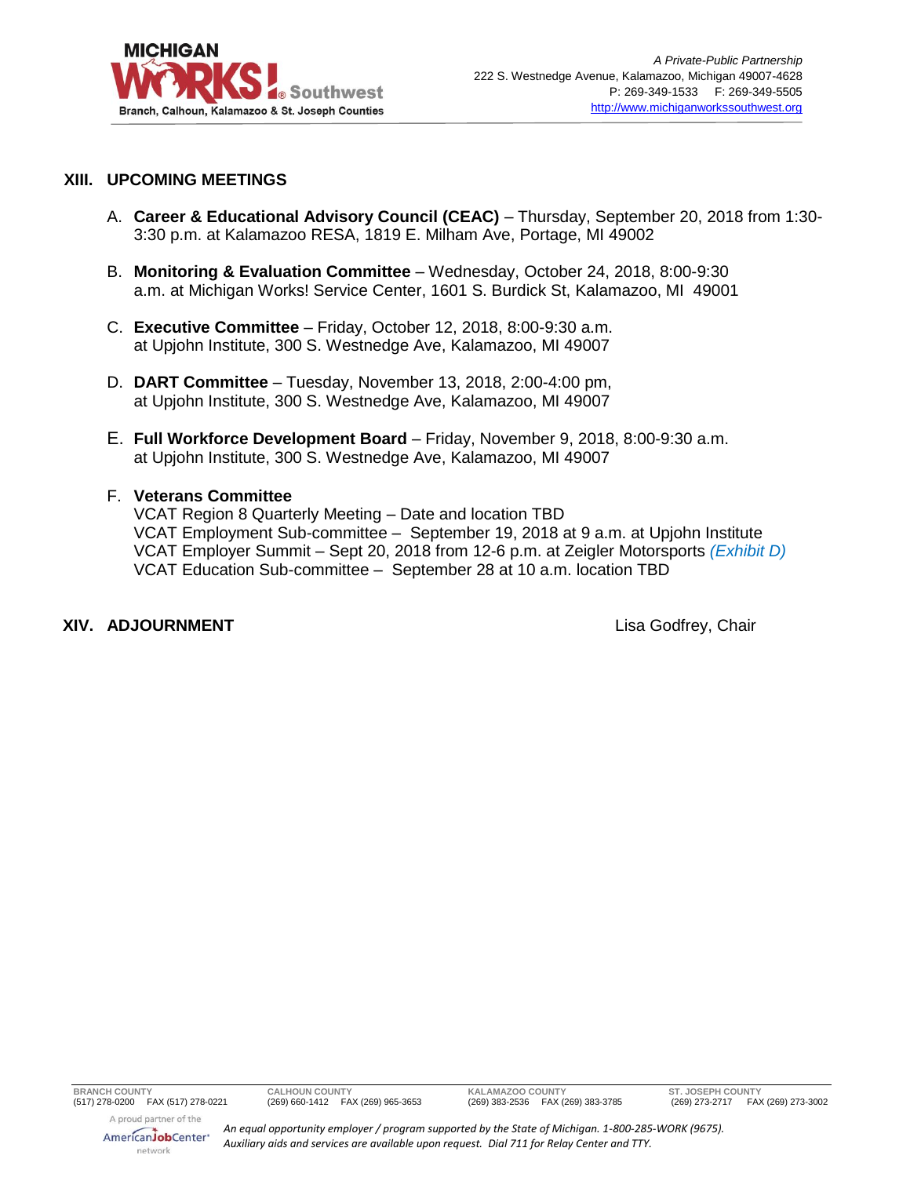## XIII. UPCOMING MEETINGS

A. **Career & Educational Advisory Council (CEAC)** – Thursday, September 20, 2018 from 1:30-3:30 p.m. at Kalamazoo RESA, 1819 E. Milham Ave, Portage, MI 49002

B. **Monitoring & Evaluation Committee** – Wednesday, October 24, 2018, 8:00-9:30 a.m. at Michigan Works! Service Center, 1601 S. Burdick St, Kalamazoo, MI 49001

C. **Executive Committee** – Friday, October 12, 2018, 8:00-9:30 a.m. at Upjohn Institute, 300 S. Westnedge Ave, Kalamazoo, MI 49007

D. **DART Committee** – Tuesday, November 13, 2018, 2:00-4:00 pm, at Upjohn Institute, 300 S. Westnedge Ave, Kalamazoo, MI 49007

E. **Full Workforce Development Board** – Friday, November 9, 2018, 8:00-9:30 a.m. at Upjohn Institute, 300 S. Westnedge Ave, Kalamazoo, MI 49007

F. **Veterans Committee**
VCAT Region 8 Quarterly Meeting – Date and location TBD
VCAT Employment Sub-committee – September 19, 2018 at 9 a.m. at Upjohn Institute
VCAT Employer Summit – Sept 20, 2018 from 12-6 p.m. at Zeigler Motorsports *(Exhibit D)*
VCAT Education Sub-committee – September 28 at 10 a.m. location TBD

## XIV. ADJOURNMENT

Lisa Godfrey, Chair